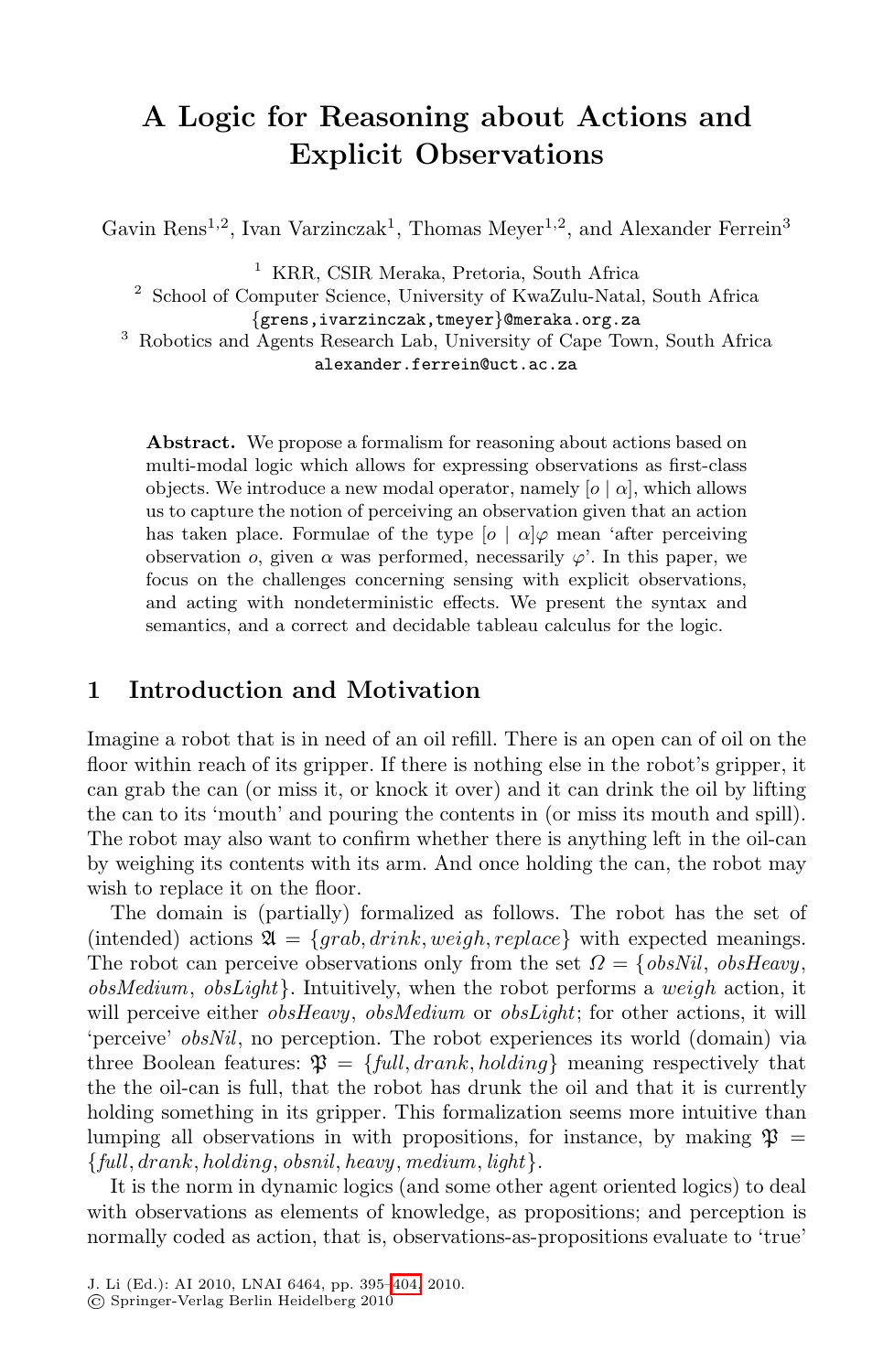# A Logic for Reasoning about Actions and Explicit Observations

Gavin Rens[1,2], Ivan Varzinczak[1], Thomas Meyer[1,2], and Alexander Ferrein[3]

[1] KRR, CSIR Meraka, Pretoria, South Africa
[2] School of Computer Science, University of KwaZulu-Natal, South Africa
{grens,ivarzinczak,tmeyer}@meraka.org.za
[3] Robotics and Agents Research Lab, University of Cape Town, South Africa
alexander.ferrein@uct.ac.za

**Abstract.** We propose a formalism for reasoning about actions based on multi-modal logic which allows for expressing observations as first-class objects. We introduce a new modal operator, namely $[o \mid \alpha]$, which allows us to capture the notion of perceiving an observation given that an action has taken place. Formulae of the type $[o \mid \alpha]\varphi$ mean 'after perceiving observation $o$, given $\alpha$ was performed, necessarily $\varphi$'. In this paper, we focus on the challenges concerning sensing with explicit observations, and acting with nondeterministic effects. We present the syntax and semantics, and a correct and decidable tableau calculus for the logic.

## 1 Introduction and Motivation

Imagine a robot that is in need of an oil refill. There is an open can of oil on the floor within reach of its gripper. If there is nothing else in the robot's gripper, it can grab the can (or miss it, or knock it over) and it can drink the oil by lifting the can to its 'mouth' and pouring the contents in (or miss its mouth and spill). The robot may also want to confirm whether there is anything left in the oil-can by weighing its contents with its arm. And once holding the can, the robot may wish to replace it on the floor.

The domain is (partially) formalized as follows. The robot has the set of (intended) actions $\mathfrak{A} = \{grab, drink, weigh, replace\}$ with expected meanings. The robot can perceive observations only from the set $\Omega = \{obsNil, obsHeavy, obsMedium, obsLight\}$. Intuitively, when the robot performs a *weigh* action, it will perceive either *obsHeavy*, *obsMedium* or *obsLight*; for other actions, it will 'perceive' *obsNil*, no perception. The robot experiences its world (domain) via three Boolean features: $\mathfrak{P} = \{full, drank, holding\}$ meaning respectively that the the oil-can is full, that the robot has drunk the oil and that it is currently holding something in its gripper. This formalization seems more intuitive than lumping all observations in with propositions, for instance, by making $\mathfrak{P} = \{full, drank, holding, obsnil, heavy, medium, light\}$.

It is the norm in dynamic logics (and some other agent oriented logics) to deal with observations as elements of knowledge, as propositions; and perception is normally coded as action, that is, observations-as-propositions evaluate to 'true'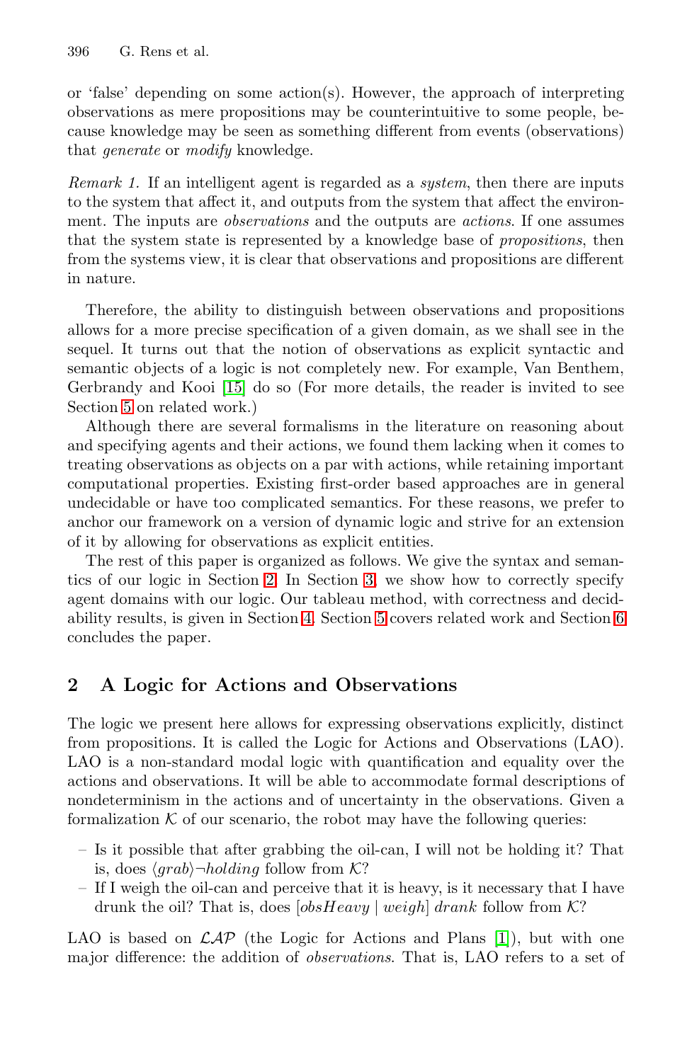or 'false' depending on some action(s). However, the approach of interpreting observations as mere propositions may be counterintuitive to some people, because knowledge may be seen as something different from events (observations) that *generate* or *modify* knowledge.

*Remark 1.* If an intelligent agent is regarded as a *system*, then there are inputs to the system that affect it, and outputs from the system that affect the environment. The inputs are *observations* and the outputs are *actions*. If one assumes that the system state is represented by a knowledge base of *propositions*, then from the systems view, it is clear that observations and propositions are different in nature.

Therefore, the ability to distinguish between observations and propositions allows for a more precise specification of a given domain, as we shall see in the sequel. It turns out that the notion of observations as explicit syntactic and semantic objects of a logic is not completely new. For example, Van Benthem, Gerbrandy and Kooi [15] do so (For more details, the reader is invited to see Section 5 on related work.)

Although there are several formalisms in the literature on reasoning about and specifying agents and their actions, we found them lacking when it comes to treating observations as objects on a par with actions, while retaining important computational properties. Existing first-order based approaches are in general undecidable or have too complicated semantics. For these reasons, we prefer to anchor our framework on a version of dynamic logic and strive for an extension of it by allowing for observations as explicit entities.

The rest of this paper is organized as follows. We give the syntax and semantics of our logic in Section 2. In Section 3, we show how to correctly specify agent domains with our logic. Our tableau method, with correctness and decidability results, is given in Section 4. Section 5 covers related work and Section 6 concludes the paper.

## 2 A Logic for Actions and Observations

The logic we present here allows for expressing observations explicitly, distinct from propositions. It is called the Logic for Actions and Observations (LAO). LAO is a non-standard modal logic with quantification and equality over the actions and observations. It will be able to accommodate formal descriptions of nondeterminism in the actions and of uncertainty in the observations. Given a formalization $\mathcal{K}$ of our scenario, the robot may have the following queries:

- Is it possible that after grabbing the oil-can, I will not be holding it? That is, does $\langle grab \rangle \neg holding$ follow from $\mathcal{K}$?
- If I weigh the oil-can and perceive that it is heavy, is it necessary that I have drunk the oil? That is, does $[obsHeavy \mid weigh]\, drank$ follow from $\mathcal{K}$?

LAO is based on $\mathcal{LAP}$ (the Logic for Actions and Plans [1]), but with one major difference: the addition of *observations*. That is, LAO refers to a set of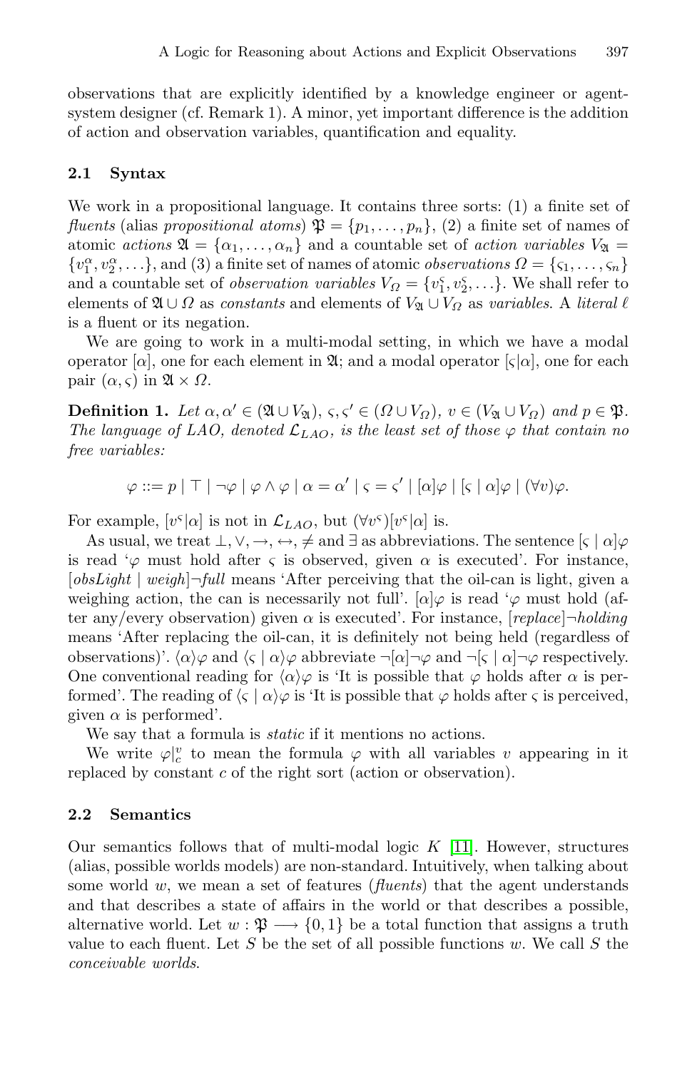observations that are explicitly identified by a knowledge engineer or agent-system designer (cf. Remark 1). A minor, yet important difference is the addition of action and observation variables, quantification and equality.

### 2.1 Syntax

We work in a propositional language. It contains three sorts: (1) a finite set of *fluents* (alias *propositional atoms*) $\mathfrak{P} = \{p_1, \ldots, p_n\}$, (2) a finite set of names of atomic *actions* $\mathfrak{A} = \{\alpha_1, \ldots, \alpha_n\}$ and a countable set of *action variables* $V_{\mathfrak{A}} = \{v_1^\alpha, v_2^\alpha, \ldots\}$, and (3) a finite set of names of atomic *observations* $\Omega = \{\varsigma_1, \ldots, \varsigma_n\}$ and a countable set of *observation variables* $V_\Omega = \{v_1^\varsigma, v_2^\varsigma, \ldots\}$. We shall refer to elements of $\mathfrak{A} \cup \Omega$ as *constants* and elements of $V_{\mathfrak{A}} \cup V_\Omega$ as *variables*. A *literal* $\ell$ is a fluent or its negation.

We are going to work in a multi-modal setting, in which we have a modal operator $[\alpha]$, one for each element in $\mathfrak{A}$; and a modal operator $[\varsigma|\alpha]$, one for each pair $(\alpha, \varsigma)$ in $\mathfrak{A} \times \Omega$.

**Definition 1.** *Let $\alpha, \alpha' \in (\mathfrak{A} \cup V_{\mathfrak{A}})$, $\varsigma, \varsigma' \in (\Omega \cup V_\Omega)$, $v \in (V_{\mathfrak{A}} \cup V_\Omega)$ and $p \in \mathfrak{P}$. The language of LAO, denoted $\mathcal{L}_{LAO}$, is the least set of those $\varphi$ that contain no free variables:*

$$\varphi ::= p \mid \top \mid \neg\varphi \mid \varphi \wedge \varphi \mid \alpha = \alpha' \mid \varsigma = \varsigma' \mid [\alpha]\varphi \mid [\varsigma \mid \alpha]\varphi \mid (\forall v)\varphi.$$

For example, $[v^\varsigma|\alpha]$ is not in $\mathcal{L}_{LAO}$, but $(\forall v^\varsigma)[v^\varsigma|\alpha]$ is.

As usual, we treat $\bot, \vee, \rightarrow, \leftrightarrow, \neq$ and $\exists$ as abbreviations. The sentence $[\varsigma \mid \alpha]\varphi$ is read '$\varphi$ must hold after $\varsigma$ is observed, given $\alpha$ is executed'. For instance, $[obsLight \mid weigh]\neg full$ means 'After perceiving that the oil-can is light, given a weighing action, the can is necessarily not full'. $[\alpha]\varphi$ is read '$\varphi$ must hold (after any/every observation) given $\alpha$ is executed'. For instance, $[replace]\neg holding$ means 'After replacing the oil-can, it is definitely not being held (regardless of observations)'. $\langle\alpha\rangle\varphi$ and $\langle\varsigma \mid \alpha\rangle\varphi$ abbreviate $\neg[\alpha]\neg\varphi$ and $\neg[\varsigma \mid \alpha]\neg\varphi$ respectively. One conventional reading for $\langle\alpha\rangle\varphi$ is 'It is possible that $\varphi$ holds after $\alpha$ is performed'. The reading of $\langle\varsigma \mid \alpha\rangle\varphi$ is 'It is possible that $\varphi$ holds after $\varsigma$ is perceived, given $\alpha$ is performed'.

We say that a formula is *static* if it mentions no actions.

We write $\varphi|_c^v$ to mean the formula $\varphi$ with all variables $v$ appearing in it replaced by constant $c$ of the right sort (action or observation).

### 2.2 Semantics

Our semantics follows that of multi-modal logic $K$ [11]. However, structures (alias, possible worlds models) are non-standard. Intuitively, when talking about some world $w$, we mean a set of features (*fluents*) that the agent understands and that describes a state of affairs in the world or that describes a possible, alternative world. Let $w : \mathfrak{P} \longrightarrow \{0, 1\}$ be a total function that assigns a truth value to each fluent. Let $S$ be the set of all possible functions $w$. We call $S$ the *conceivable worlds*.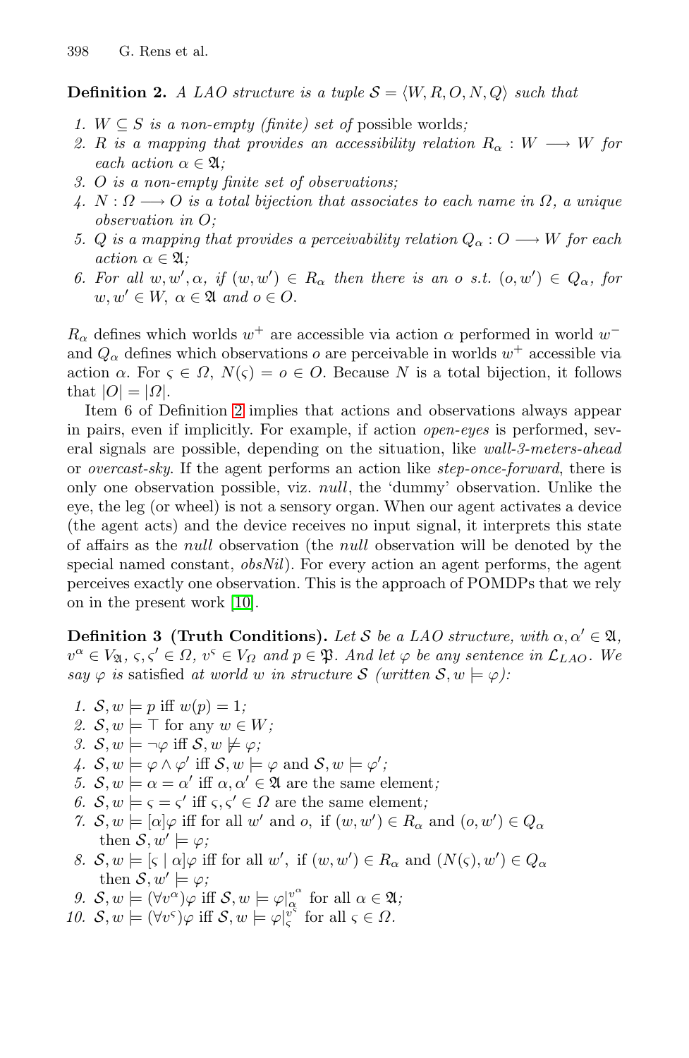**Definition 2.** *A LAO structure is a tuple* $\mathcal{S} = \langle W, R, O, N, Q \rangle$ *such that*

1. $W \subseteq S$ *is a non-empty (finite) set of* possible worlds*;*
2. $R$ *is a mapping that provides an accessibility relation* $R_\alpha : W \longrightarrow W$ *for each action* $\alpha \in \mathfrak{A}$*;*
3. $O$ *is a non-empty finite set of observations;*
4. $N : \Omega \longrightarrow O$ *is a total bijection that associates to each name in* $\Omega$*, a unique observation in* $O$*;*
5. $Q$ *is a mapping that provides a perceivability relation* $Q_\alpha : O \longrightarrow W$ *for each action* $\alpha \in \mathfrak{A}$*;*
6. *For all* $w, w', \alpha$*, if* $(w, w') \in R_\alpha$ *then there is an* $o$ *s.t.* $(o, w') \in Q_\alpha$*, for* $w, w' \in W$*,* $\alpha \in \mathfrak{A}$ *and* $o \in O$*.*

$R_\alpha$ defines which worlds $w^+$ are accessible via action $\alpha$ performed in world $w^-$ and $Q_\alpha$ defines which observations $o$ are perceivable in worlds $w^+$ accessible via action $\alpha$. For $\varsigma \in \Omega$, $N(\varsigma) = o \in O$. Because $N$ is a total bijection, it follows that $|O| = |\Omega|$.

Item 6 of Definition 2 implies that actions and observations always appear in pairs, even if implicitly. For example, if action *open-eyes* is performed, several signals are possible, depending on the situation, like *wall-3-meters-ahead* or *overcast-sky*. If the agent performs an action like *step-once-forward*, there is only one observation possible, viz. *null*, the 'dummy' observation. Unlike the eye, the leg (or wheel) is not a sensory organ. When our agent activates a device (the agent acts) and the device receives no input signal, it interprets this state of affairs as the *null* observation (the *null* observation will be denoted by the special named constant, *obsNil*). For every action an agent performs, the agent perceives exactly one observation. This is the approach of POMDPs that we rely on in the present work [10].

**Definition 3 (Truth Conditions).** *Let* $\mathcal{S}$ *be a LAO structure, with* $\alpha, \alpha' \in \mathfrak{A}$*,* $v^\alpha \in V_{\mathfrak{A}}$*,* $\varsigma, \varsigma' \in \Omega$*,* $v^\varsigma \in V_\Omega$ *and* $p \in \mathfrak{P}$*. And let* $\varphi$ *be any sentence in* $\mathcal{L}_{LAO}$*. We say* $\varphi$ *is* satisfied *at world* $w$ *in structure* $\mathcal{S}$ *(written* $\mathcal{S}, w \models \varphi$*):*

1. $\mathcal{S}, w \models p$ iff $w(p) = 1$;
2. $\mathcal{S}, w \models \top$ for any $w \in W$;
3. $\mathcal{S}, w \models \neg\varphi$ iff $\mathcal{S}, w \not\models \varphi$;
4. $\mathcal{S}, w \models \varphi \wedge \varphi'$ iff $\mathcal{S}, w \models \varphi$ and $\mathcal{S}, w \models \varphi'$;
5. $\mathcal{S}, w \models \alpha = \alpha'$ iff $\alpha, \alpha' \in \mathfrak{A}$ are the same element*;*
6. $\mathcal{S}, w \models \varsigma = \varsigma'$ iff $\varsigma, \varsigma' \in \Omega$ are the same element*;*
7. $\mathcal{S}, w \models [\alpha]\varphi$ iff for all $w'$ and $o$, if $(w, w') \in R_\alpha$ and $(o, w') \in Q_\alpha$ then $\mathcal{S}, w' \models \varphi$;
8. $\mathcal{S}, w \models [\varsigma \mid \alpha]\varphi$ iff for all $w'$, if $(w, w') \in R_\alpha$ and $(N(\varsigma), w') \in Q_\alpha$ then $\mathcal{S}, w' \models \varphi$;
9. $\mathcal{S}, w \models (\forall v^\alpha)\varphi$ iff $\mathcal{S}, w \models \varphi|^{v^\alpha}_{\alpha}$ for all $\alpha \in \mathfrak{A}$*;*
10. $\mathcal{S}, w \models (\forall v^\varsigma)\varphi$ iff $\mathcal{S}, w \models \varphi|^{v^\varsigma}_{\varsigma}$ for all $\varsigma \in \Omega$.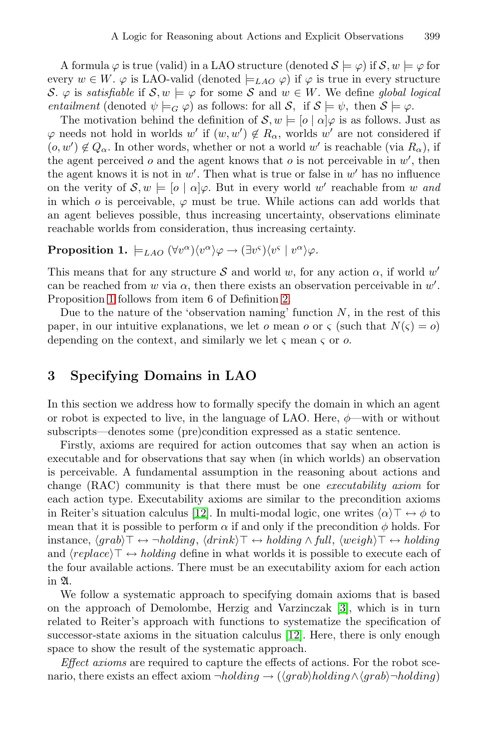A formula $\varphi$ is true (valid) in a LAO structure (denoted $\mathcal{S} \models \varphi$) if $\mathcal{S}, w \models \varphi$ for every $w \in W$. $\varphi$ is LAO-valid (denoted $\models_{LAO} \varphi$) if $\varphi$ is true in every structure $\mathcal{S}$. $\varphi$ is *satisfiable* if $\mathcal{S}, w \models \varphi$ for some $\mathcal{S}$ and $w \in W$. We define *global logical entailment* (denoted $\psi \models_G \varphi$) as follows: for all $\mathcal{S}$, if $\mathcal{S} \models \psi$, then $\mathcal{S} \models \varphi$.

The motivation behind the definition of $\mathcal{S}, w \models [o \mid \alpha]\varphi$ is as follows. Just as $\varphi$ needs not hold in worlds $w'$ if $(w, w') \notin R_\alpha$, worlds $w'$ are not considered if $(o, w') \notin Q_\alpha$. In other words, whether or not a world $w'$ is reachable (via $R_\alpha$), if the agent perceived $o$ and the agent knows that $o$ is not perceivable in $w'$, then the agent knows it is not in $w'$. Then what is true or false in $w'$ has no influence on the verity of $\mathcal{S}, w \models [o \mid \alpha]\varphi$. But in every world $w'$ reachable from $w$ *and* in which $o$ is perceivable, $\varphi$ must be true. While actions can add worlds that an agent believes possible, thus increasing uncertainty, observations eliminate reachable worlds from consideration, thus increasing certainty.

**Proposition 1.** $\models_{LAO} (\forall v^\alpha)\langle v^\alpha \rangle \varphi \rightarrow (\exists v^\varsigma)\langle v^\varsigma \mid v^\alpha \rangle \varphi$.

This means that for any structure $\mathcal{S}$ and world $w$, for any action $\alpha$, if world $w'$ can be reached from $w$ via $\alpha$, then there exists an observation perceivable in $w'$. Proposition 1 follows from item 6 of Definition 2.

Due to the nature of the 'observation naming' function $N$, in the rest of this paper, in our intuitive explanations, we let $o$ mean $o$ or $\varsigma$ (such that $N(\varsigma) = o$) depending on the context, and similarly we let $\varsigma$ mean $\varsigma$ or $o$.

## 3 Specifying Domains in LAO

In this section we address how to formally specify the domain in which an agent or robot is expected to live, in the language of LAO. Here, $\phi$—with or without subscripts—denotes some (pre)condition expressed as a static sentence.

Firstly, axioms are required for action outcomes that say when an action is executable and for observations that say when (in which worlds) an observation is perceivable. A fundamental assumption in the reasoning about actions and change (RAC) community is that there must be one *executability axiom* for each action type. Executability axioms are similar to the precondition axioms in Reiter's situation calculus [12]. In multi-modal logic, one writes $\langle \alpha \rangle \top \leftrightarrow \phi$ to mean that it is possible to perform $\alpha$ if and only if the precondition $\phi$ holds. For instance, $\langle grab \rangle \top \leftrightarrow \neg holding$, $\langle drink \rangle \top \leftrightarrow holding \land full$, $\langle weigh \rangle \top \leftrightarrow holding$ and $\langle replace \rangle \top \leftrightarrow holding$ define in what worlds it is possible to execute each of the four available actions. There must be an executability axiom for each action in $\mathfrak{A}$.

We follow a systematic approach to specifying domain axioms that is based on the approach of Demolombe, Herzig and Varzinczak [3], which is in turn related to Reiter's approach with functions to systematize the specification of successor-state axioms in the situation calculus [12]. Here, there is only enough space to show the result of the systematic approach.

*Effect axioms* are required to capture the effects of actions. For the robot scenario, there exists an effect axiom $\neg holding \rightarrow (\langle grab \rangle holding \land \langle grab \rangle \neg holding)$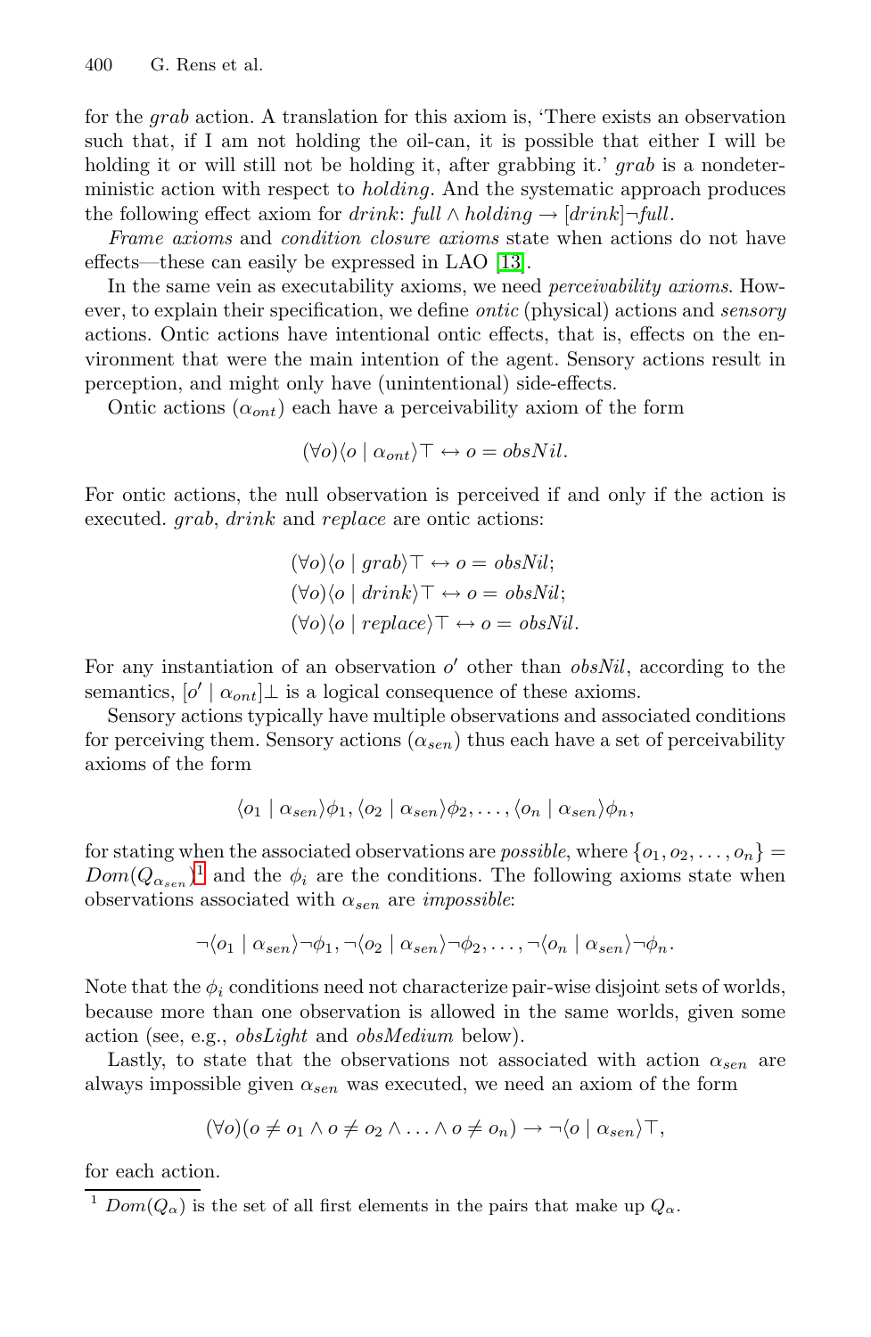for the *grab* action. A translation for this axiom is, 'There exists an observation such that, if I am not holding the oil-can, it is possible that either I will be holding it or will still not be holding it, after grabbing it.' *grab* is a nondeterministic action with respect to *holding*. And the systematic approach produces the following effect axiom for *drink*: $\mathit{full} \wedge \mathit{holding} \rightarrow [\mathit{drink}]\neg \mathit{full}$.

*Frame axioms* and *condition closure axioms* state when actions do not have effects—these can easily be expressed in LAO [13].

In the same vein as executability axioms, we need *perceivability axioms*. However, to explain their specification, we define *ontic* (physical) actions and *sensory* actions. Ontic actions have intentional ontic effects, that is, effects on the environment that were the main intention of the agent. Sensory actions result in perception, and might only have (unintentional) side-effects.

Ontic actions ($\alpha_{ont}$) each have a perceivability axiom of the form

$$(\forall o)\langle o \mid \alpha_{ont}\rangle\top \leftrightarrow o = \mathit{obsNil}.$$

For ontic actions, the null observation is perceived if and only if the action is executed. *grab*, *drink* and *replace* are ontic actions:

$$(\forall o)\langle o \mid \mathit{grab}\rangle\top \leftrightarrow o = \mathit{obsNil};$$
$$(\forall o)\langle o \mid \mathit{drink}\rangle\top \leftrightarrow o = \mathit{obsNil};$$
$$(\forall o)\langle o \mid \mathit{replace}\rangle\top \leftrightarrow o = \mathit{obsNil}.$$

For any instantiation of an observation $o'$ other than *obsNil*, according to the semantics, $[o' \mid \alpha_{ont}]\bot$ is a logical consequence of these axioms.

Sensory actions typically have multiple observations and associated conditions for perceiving them. Sensory actions ($\alpha_{sen}$) thus each have a set of perceivability axioms of the form

$$\langle o_1 \mid \alpha_{sen}\rangle\phi_1, \langle o_2 \mid \alpha_{sen}\rangle\phi_2, \ldots, \langle o_n \mid \alpha_{sen}\rangle\phi_n,$$

for stating when the associated observations are *possible*, where $\{o_1, o_2, \ldots, o_n\} = \mathit{Dom}(Q_{\alpha_{sen}})$[1] and the $\phi_i$ are the conditions. The following axioms state when observations associated with $\alpha_{sen}$ are *impossible*:

$$\neg\langle o_1 \mid \alpha_{sen}\rangle\neg\phi_1, \neg\langle o_2 \mid \alpha_{sen}\rangle\neg\phi_2, \ldots, \neg\langle o_n \mid \alpha_{sen}\rangle\neg\phi_n.$$

Note that the $\phi_i$ conditions need not characterize pair-wise disjoint sets of worlds, because more than one observation is allowed in the same worlds, given some action (see, e.g., *obsLight* and *obsMedium* below).

Lastly, to state that the observations not associated with action $\alpha_{sen}$ are always impossible given $\alpha_{sen}$ was executed, we need an axiom of the form

$$(\forall o)(o \neq o_1 \wedge o \neq o_2 \wedge \ldots \wedge o \neq o_n) \rightarrow \neg\langle o \mid \alpha_{sen}\rangle\top,$$

for each action.

---

[1] $\mathit{Dom}(Q_\alpha)$ is the set of all first elements in the pairs that make up $Q_\alpha$.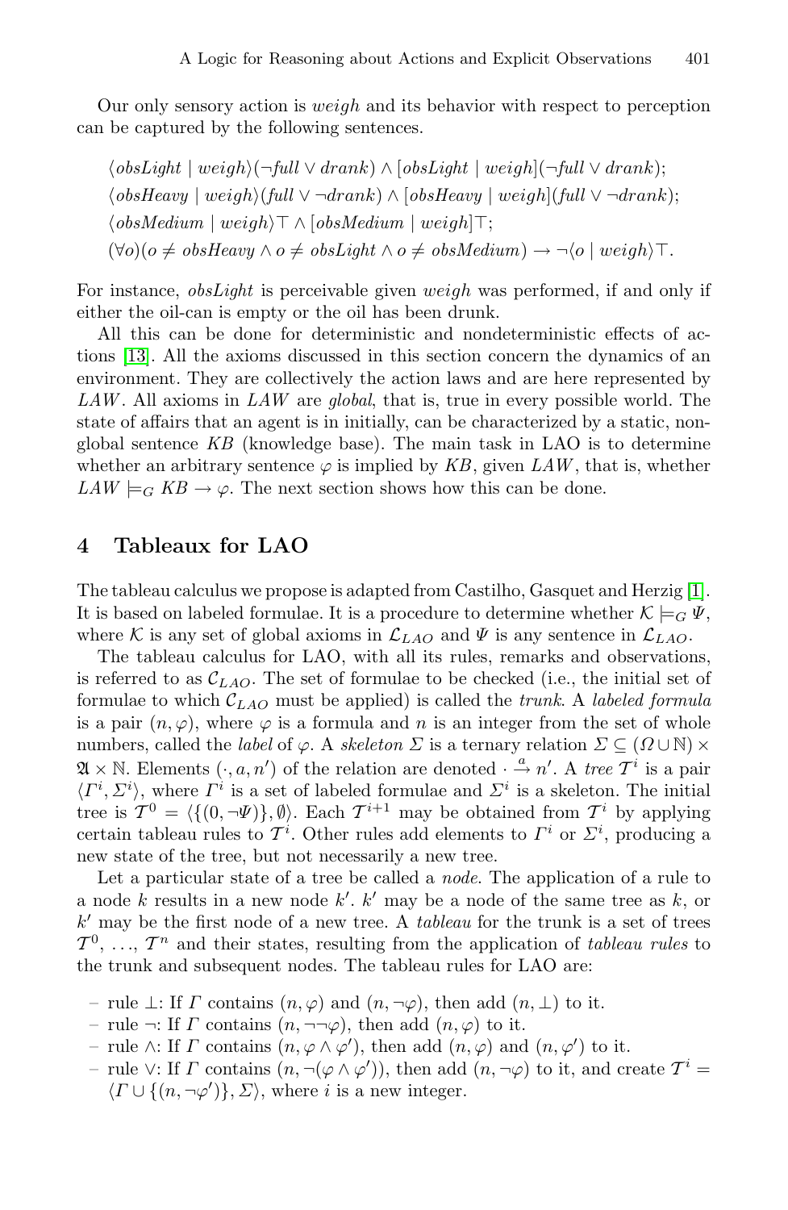Our only sensory action is *weigh* and its behavior with respect to perception can be captured by the following sentences.

$$\langle obsLight \mid weigh\rangle(\neg full \vee drank) \wedge [obsLight \mid weigh](\neg full \vee drank);$$
$$\langle obsHeavy \mid weigh\rangle(full \vee \neg drank) \wedge [obsHeavy \mid weigh](full \vee \neg drank);$$
$$\langle obsMedium \mid weigh\rangle\top \wedge [obsMedium \mid weigh]\top;$$
$$(\forall o)(o \neq obsHeavy \wedge o \neq obsLight \wedge o \neq obsMedium) \rightarrow \neg\langle o \mid weigh\rangle\top.$$

For instance, *obsLight* is perceivable given *weigh* was performed, if and only if either the oil-can is empty or the oil has been drunk.

All this can be done for deterministic and nondeterministic effects of actions [13]. All the axioms discussed in this section concern the dynamics of an environment. They are collectively the action laws and are here represented by *LAW*. All axioms in *LAW* are *global*, that is, true in every possible world. The state of affairs that an agent is in initially, can be characterized by a static, non-global sentence *KB* (knowledge base). The main task in LAO is to determine whether an arbitrary sentence $\varphi$ is implied by *KB*, given *LAW*, that is, whether $LAW \models_G KB \rightarrow \varphi$. The next section shows how this can be done.

## 4 Tableaux for LAO

The tableau calculus we propose is adapted from Castilho, Gasquet and Herzig [1]. It is based on labeled formulae. It is a procedure to determine whether $\mathcal{K} \models_G \Psi$, where $\mathcal{K}$ is any set of global axioms in $\mathcal{L}_{LAO}$ and $\Psi$ is any sentence in $\mathcal{L}_{LAO}$.

The tableau calculus for LAO, with all its rules, remarks and observations, is referred to as $\mathcal{C}_{LAO}$. The set of formulae to be checked (i.e., the initial set of formulae to which $\mathcal{C}_{LAO}$ must be applied) is called the *trunk*. A *labeled formula* is a pair $(n, \varphi)$, where $\varphi$ is a formula and $n$ is an integer from the set of whole numbers, called the *label* of $\varphi$. A *skeleton* $\Sigma$ is a ternary relation $\Sigma \subseteq (\Omega \cup \mathbb{N}) \times \mathfrak{A} \times \mathbb{N}$. Elements $(\cdot, a, n')$ of the relation are denoted $\cdot \xrightarrow{a} n'$. A *tree* $\mathcal{T}^i$ is a pair $\langle \Gamma^i, \Sigma^i \rangle$, where $\Gamma^i$ is a set of labeled formulae and $\Sigma^i$ is a skeleton. The initial tree is $\mathcal{T}^0 = \langle \{(0, \neg\Psi)\}, \emptyset \rangle$. Each $\mathcal{T}^{i+1}$ may be obtained from $\mathcal{T}^i$ by applying certain tableau rules to $\mathcal{T}^i$. Other rules add elements to $\Gamma^i$ or $\Sigma^i$, producing a new state of the tree, but not necessarily a new tree.

Let a particular state of a tree be called a *node*. The application of a rule to a node $k$ results in a new node $k'$. $k'$ may be a node of the same tree as $k$, or $k'$ may be the first node of a new tree. A *tableau* for the trunk is a set of trees $\mathcal{T}^0$, ..., $\mathcal{T}^n$ and their states, resulting from the application of *tableau rules* to the trunk and subsequent nodes. The tableau rules for LAO are:

- rule $\perp$: If $\Gamma$ contains $(n, \varphi)$ and $(n, \neg\varphi)$, then add $(n, \perp)$ to it.
- rule $\neg$: If $\Gamma$ contains $(n, \neg\neg\varphi)$, then add $(n, \varphi)$ to it.
- rule $\wedge$: If $\Gamma$ contains $(n, \varphi \wedge \varphi')$, then add $(n, \varphi)$ and $(n, \varphi')$ to it.
- rule $\vee$: If $\Gamma$ contains $(n, \neg(\varphi \wedge \varphi'))$, then add $(n, \neg\varphi)$ to it, and create $\mathcal{T}^i = \langle \Gamma \cup \{(n, \neg\varphi')\}, \Sigma \rangle$, where $i$ is a new integer.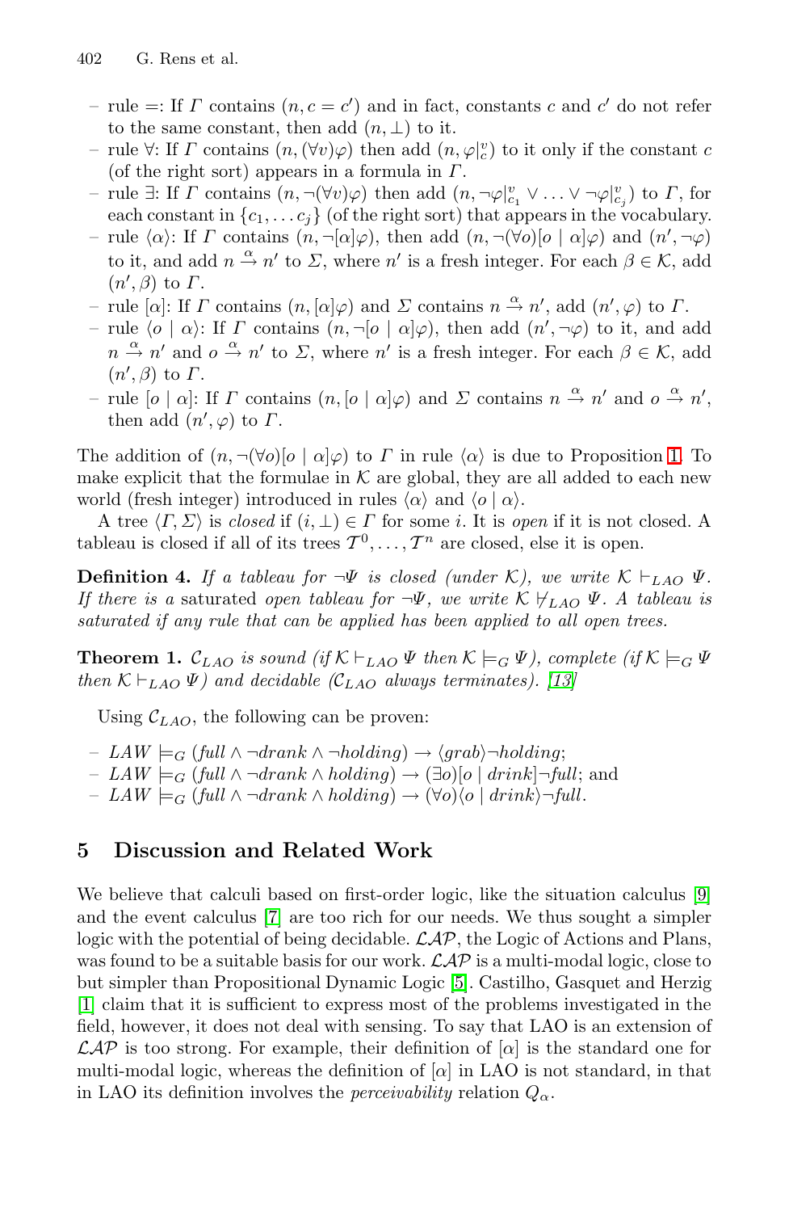- rule =: If $\Gamma$ contains $(n, c = c')$ and in fact, constants $c$ and $c'$ do not refer to the same constant, then add $(n, \bot)$ to it.
- rule $\forall$: If $\Gamma$ contains $(n, (\forall v)\varphi)$ then add $(n, \varphi|^v_c)$ to it only if the constant $c$ (of the right sort) appears in a formula in $\Gamma$.
- rule $\exists$: If $\Gamma$ contains $(n, \neg(\forall v)\varphi)$ then add $(n, \neg\varphi|^v_{c_1} \vee \ldots \vee \neg\varphi|^v_{c_j})$ to $\Gamma$, for each constant in $\{c_1, \ldots c_j\}$ (of the right sort) that appears in the vocabulary.
- rule $\langle\alpha\rangle$: If $\Gamma$ contains $(n, \neg[\alpha]\varphi)$, then add $(n, \neg(\forall o)[o \mid \alpha]\varphi)$ and $(n', \neg\varphi)$ to it, and add $n \xrightarrow{\alpha} n'$ to $\Sigma$, where $n'$ is a fresh integer. For each $\beta \in \mathcal{K}$, add $(n', \beta)$ to $\Gamma$.
- rule $[\alpha]$: If $\Gamma$ contains $(n, [\alpha]\varphi)$ and $\Sigma$ contains $n \xrightarrow{\alpha} n'$, add $(n', \varphi)$ to $\Gamma$.
- rule $\langle o \mid \alpha\rangle$: If $\Gamma$ contains $(n, \neg[o \mid \alpha]\varphi)$, then add $(n', \neg\varphi)$ to it, and add $n \xrightarrow{\alpha} n'$ and $o \xrightarrow{\alpha} n'$ to $\Sigma$, where $n'$ is a fresh integer. For each $\beta \in \mathcal{K}$, add $(n', \beta)$ to $\Gamma$.
- rule $[o \mid \alpha]$: If $\Gamma$ contains $(n, [o \mid \alpha]\varphi)$ and $\Sigma$ contains $n \xrightarrow{\alpha} n'$ and $o \xrightarrow{\alpha} n'$, then add $(n', \varphi)$ to $\Gamma$.

The addition of $(n, \neg(\forall o)[o \mid \alpha]\varphi)$ to $\Gamma$ in rule $\langle\alpha\rangle$ is due to Proposition 1. To make explicit that the formulae in $\mathcal{K}$ are global, they are all added to each new world (fresh integer) introduced in rules $\langle\alpha\rangle$ and $\langle o \mid \alpha\rangle$.

A tree $\langle\Gamma, \Sigma\rangle$ is *closed* if $(i, \bot) \in \Gamma$ for some $i$. It is *open* if it is not closed. A tableau is closed if all of its trees $\mathcal{T}^0, \ldots, \mathcal{T}^n$ are closed, else it is open.

**Definition 4.** *If a tableau for $\neg\Psi$ is closed (under $\mathcal{K}$), we write $\mathcal{K} \vdash_{LAO} \Psi$. If there is a* saturated *open tableau for $\neg\Psi$, we write $\mathcal{K} \not\vdash_{LAO} \Psi$. A tableau is saturated if any rule that can be applied has been applied to all open trees.*

**Theorem 1.** *$\mathcal{C}_{LAO}$ is sound (if $\mathcal{K} \vdash_{LAO} \Psi$ then $\mathcal{K} \models_G \Psi$), complete (if $\mathcal{K} \models_G \Psi$ then $\mathcal{K} \vdash_{LAO} \Psi$) and decidable ($\mathcal{C}_{LAO}$ always terminates). [13]*

Using $\mathcal{C}_{LAO}$, the following can be proven:

- $LAW \models_G (full \wedge \neg drank \wedge \neg holding) \rightarrow \langle grab\rangle\neg holding$;
- $LAW \models_G (full \wedge \neg drank \wedge holding) \rightarrow (\exists o)[o \mid drink]\neg full$; and
- $LAW \models_G (full \wedge \neg drank \wedge holding) \rightarrow (\forall o)\langle o \mid drink\rangle\neg full$.

## 5 Discussion and Related Work

We believe that calculi based on first-order logic, like the situation calculus [9] and the event calculus [7] are too rich for our needs. We thus sought a simpler logic with the potential of being decidable. $\mathcal{LAP}$, the Logic of Actions and Plans, was found to be a suitable basis for our work. $\mathcal{LAP}$ is a multi-modal logic, close to but simpler than Propositional Dynamic Logic [5]. Castilho, Gasquet and Herzig [1] claim that it is sufficient to express most of the problems investigated in the field, however, it does not deal with sensing. To say that LAO is an extension of $\mathcal{LAP}$ is too strong. For example, their definition of $[\alpha]$ is the standard one for multi-modal logic, whereas the definition of $[\alpha]$ in LAO is not standard, in that in LAO its definition involves the *perceivability* relation $Q_\alpha$.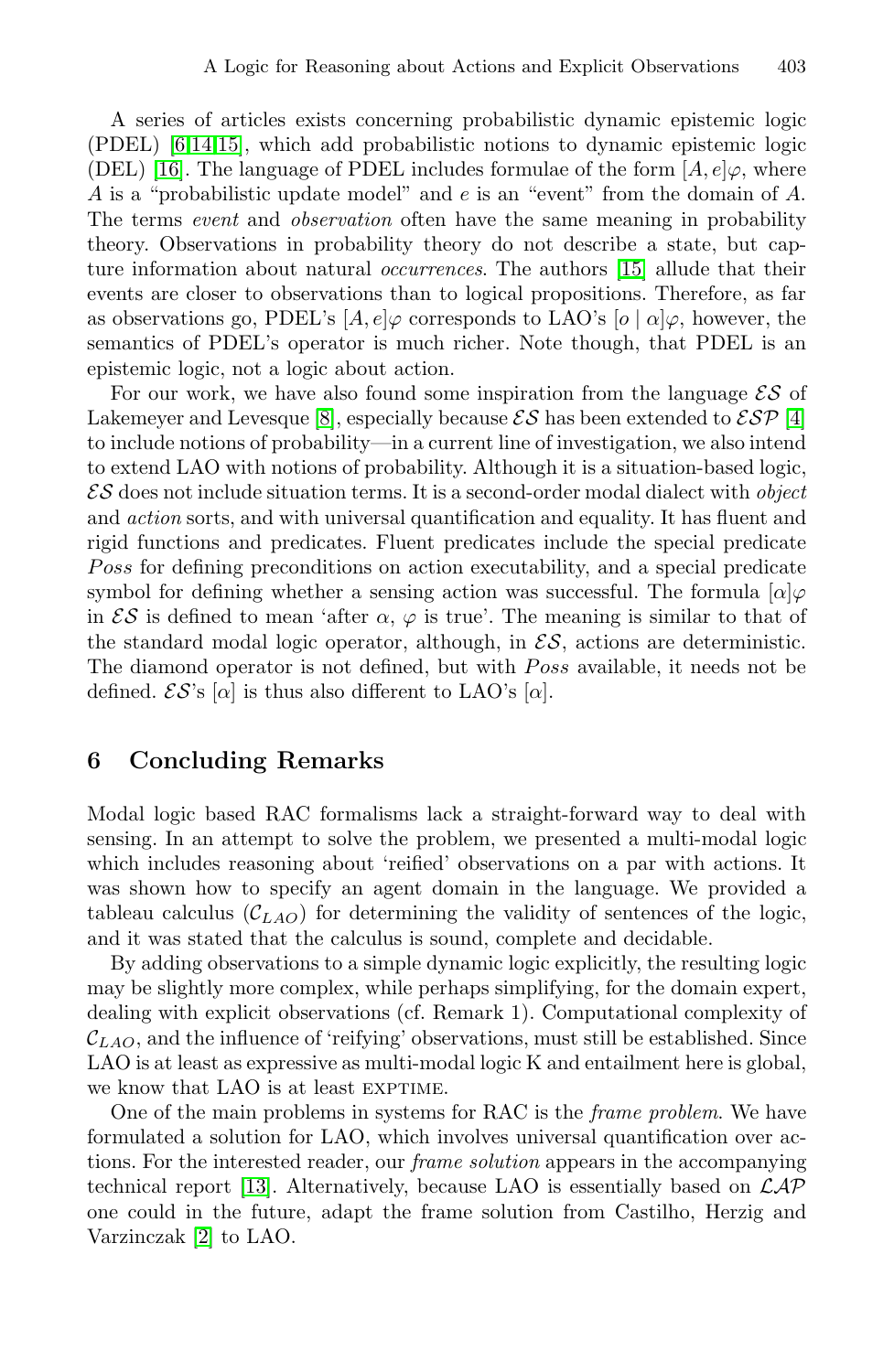A series of articles exists concerning probabilistic dynamic epistemic logic (PDEL) [6,14,15], which add probabilistic notions to dynamic epistemic logic (DEL) [16]. The language of PDEL includes formulae of the form $[A, e]\varphi$, where $A$ is a "probabilistic update model" and $e$ is an "event" from the domain of $A$. The terms *event* and *observation* often have the same meaning in probability theory. Observations in probability theory do not describe a state, but capture information about natural *occurrences*. The authors [15] allude that their events are closer to observations than to logical propositions. Therefore, as far as observations go, PDEL's $[A, e]\varphi$ corresponds to LAO's $[o \mid \alpha]\varphi$, however, the semantics of PDEL's operator is much richer. Note though, that PDEL is an epistemic logic, not a logic about action.

For our work, we have also found some inspiration from the language $\mathcal{ES}$ of Lakemeyer and Levesque [8], especially because $\mathcal{ES}$ has been extended to $\mathcal{ESP}$ [4] to include notions of probability—in a current line of investigation, we also intend to extend LAO with notions of probability. Although it is a situation-based logic, $\mathcal{ES}$ does not include situation terms. It is a second-order modal dialect with *object* and *action* sorts, and with universal quantification and equality. It has fluent and rigid functions and predicates. Fluent predicates include the special predicate *Poss* for defining preconditions on action executability, and a special predicate symbol for defining whether a sensing action was successful. The formula $[\alpha]\varphi$ in $\mathcal{ES}$ is defined to mean 'after $\alpha$, $\varphi$ is true'. The meaning is similar to that of the standard modal logic operator, although, in $\mathcal{ES}$, actions are deterministic. The diamond operator is not defined, but with *Poss* available, it needs not be defined. $\mathcal{ES}$'s $[\alpha]$ is thus also different to LAO's $[\alpha]$.

## 6 Concluding Remarks

Modal logic based RAC formalisms lack a straight-forward way to deal with sensing. In an attempt to solve the problem, we presented a multi-modal logic which includes reasoning about 'reified' observations on a par with actions. It was shown how to specify an agent domain in the language. We provided a tableau calculus ($\mathcal{C}_{LAO}$) for determining the validity of sentences of the logic, and it was stated that the calculus is sound, complete and decidable.

By adding observations to a simple dynamic logic explicitly, the resulting logic may be slightly more complex, while perhaps simplifying, for the domain expert, dealing with explicit observations (cf. Remark 1). Computational complexity of $\mathcal{C}_{LAO}$, and the influence of 'reifying' observations, must still be established. Since LAO is at least as expressive as multi-modal logic K and entailment here is global, we know that LAO is at least EXPTIME.

One of the main problems in systems for RAC is the *frame problem*. We have formulated a solution for LAO, which involves universal quantification over actions. For the interested reader, our *frame solution* appears in the accompanying technical report [13]. Alternatively, because LAO is essentially based on $\mathcal{LAP}$ one could in the future, adapt the frame solution from Castilho, Herzig and Varzinczak [2] to LAO.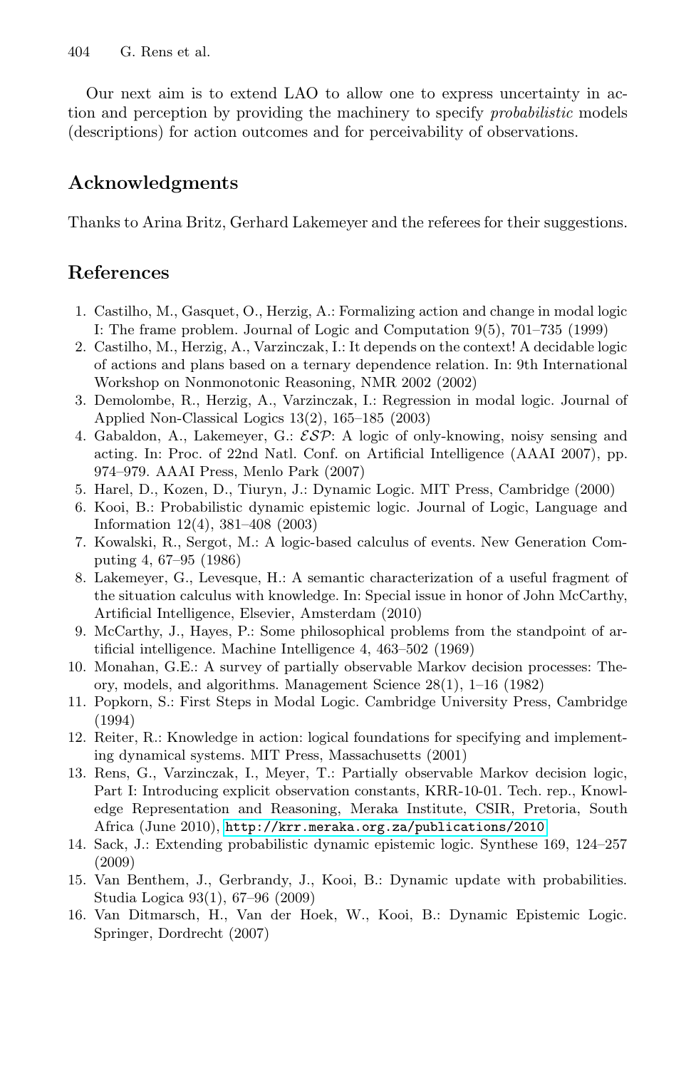Our next aim is to extend LAO to allow one to express uncertainty in action and perception by providing the machinery to specify *probabilistic* models (descriptions) for action outcomes and for perceivability of observations.

## Acknowledgments

Thanks to Arina Britz, Gerhard Lakemeyer and the referees for their suggestions.

## References

1. Castilho, M., Gasquet, O., Herzig, A.: Formalizing action and change in modal logic I: The frame problem. Journal of Logic and Computation 9(5), 701–735 (1999)
2. Castilho, M., Herzig, A., Varzinczak, I.: It depends on the context! A decidable logic of actions and plans based on a ternary dependence relation. In: 9th International Workshop on Nonmonotonic Reasoning, NMR 2002 (2002)
3. Demolombe, R., Herzig, A., Varzinczak, I.: Regression in modal logic. Journal of Applied Non-Classical Logics 13(2), 165–185 (2003)
4. Gabaldon, A., Lakemeyer, G.: $\mathcal{ESP}$: A logic of only-knowing, noisy sensing and acting. In: Proc. of 22nd Natl. Conf. on Artificial Intelligence (AAAI 2007), pp. 974–979. AAAI Press, Menlo Park (2007)
5. Harel, D., Kozen, D., Tiuryn, J.: Dynamic Logic. MIT Press, Cambridge (2000)
6. Kooi, B.: Probabilistic dynamic epistemic logic. Journal of Logic, Language and Information 12(4), 381–408 (2003)
7. Kowalski, R., Sergot, M.: A logic-based calculus of events. New Generation Computing 4, 67–95 (1986)
8. Lakemeyer, G., Levesque, H.: A semantic characterization of a useful fragment of the situation calculus with knowledge. In: Special issue in honor of John McCarthy, Artificial Intelligence, Elsevier, Amsterdam (2010)
9. McCarthy, J., Hayes, P.: Some philosophical problems from the standpoint of artificial intelligence. Machine Intelligence 4, 463–502 (1969)
10. Monahan, G.E.: A survey of partially observable Markov decision processes: Theory, models, and algorithms. Management Science 28(1), 1–16 (1982)
11. Popkorn, S.: First Steps in Modal Logic. Cambridge University Press, Cambridge (1994)
12. Reiter, R.: Knowledge in action: logical foundations for specifying and implementing dynamical systems. MIT Press, Massachusetts (2001)
13. Rens, G., Varzinczak, I., Meyer, T.: Partially observable Markov decision logic, Part I: Introducing explicit observation constants, KRR-10-01. Tech. rep., Knowledge Representation and Reasoning, Meraka Institute, CSIR, Pretoria, South Africa (June 2010), http://krr.meraka.org.za/publications/2010
14. Sack, J.: Extending probabilistic dynamic epistemic logic. Synthese 169, 124–257 (2009)
15. Van Benthem, J., Gerbrandy, J., Kooi, B.: Dynamic update with probabilities. Studia Logica 93(1), 67–96 (2009)
16. Van Ditmarsch, H., Van der Hoek, W., Kooi, B.: Dynamic Epistemic Logic. Springer, Dordrecht (2007)